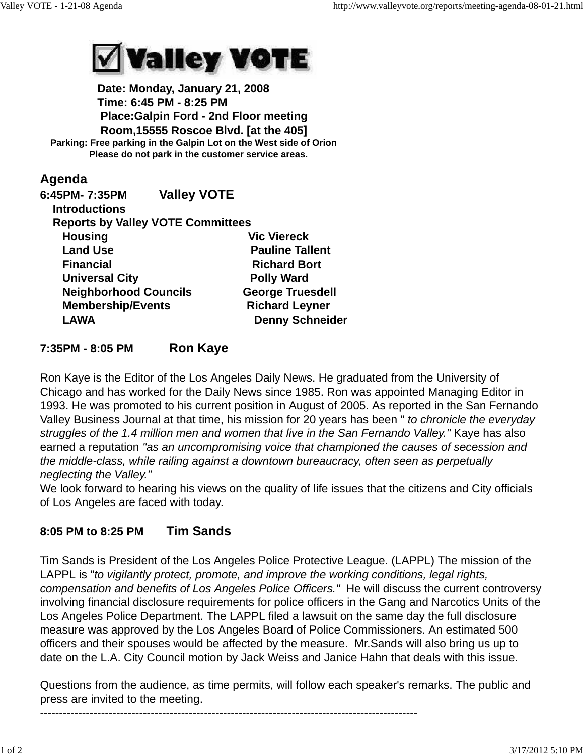# ☑ Valley VOTE

**Date: Monday, January 21, 2008**
**Time: 6:45 PM - 8:25 PM**
**Place:Galpin Ford - 2nd Floor meeting Room,15555 Roscoe Blvd. [at the 405]**
**Parking: Free parking in the Galpin Lot on the West side of Orion**
**Please do not park in the customer service areas.**

## Agenda

**6:45PM- 7:35PM Valley VOTE**

**Introductions**

**Reports by Valley VOTE Committees**

| | |
|---|---|
| **Housing** | **Vic Viereck** |
| **Land Use** | **Pauline Tallent** |
| **Financial** | **Richard Bort** |
| **Universal City** | **Polly Ward** |
| **Neighborhood Councils** | **George Truesdell** |
| **Membership/Events** | **Richard Leyner** |
| **LAWA** | **Denny Schneider** |

**7:35PM - 8:05 PM Ron Kaye**

Ron Kaye is the Editor of the Los Angeles Daily News. He graduated from the University of Chicago and has worked for the Daily News since 1985. Ron was appointed Managing Editor in 1993. He was promoted to his current position in August of 2005. As reported in the San Fernando Valley Business Journal at that time, his mission for 20 years has been " *to chronicle the everyday struggles of the 1.4 million men and women that live in the San Fernando Valley."* Kaye has also earned a reputation *"as an uncompromising voice that championed the causes of secession and the middle-class, while railing against a downtown bureaucracy, often seen as perpetually neglecting the Valley."*
We look forward to hearing his views on the quality of life issues that the citizens and City officials of Los Angeles are faced with today.

**8:05 PM to 8:25 PM Tim Sands**

Tim Sands is President of the Los Angeles Police Protective League. (LAPPL) The mission of the LAPPL is "*to vigilantly protect, promote, and improve the working conditions, legal rights, compensation and benefits of Los Angeles Police Officers."* He will discuss the current controversy involving financial disclosure requirements for police officers in the Gang and Narcotics Units of the Los Angeles Police Department. The LAPPL filed a lawsuit on the same day the full disclosure measure was approved by the Los Angeles Board of Police Commissioners. An estimated 500 officers and their spouses would be affected by the measure. Mr.Sands will also bring us up to date on the L.A. City Council motion by Jack Weiss and Janice Hahn that deals with this issue.

Questions from the audience, as time permits, will follow each speaker's remarks. The public and press are invited to the meeting.

---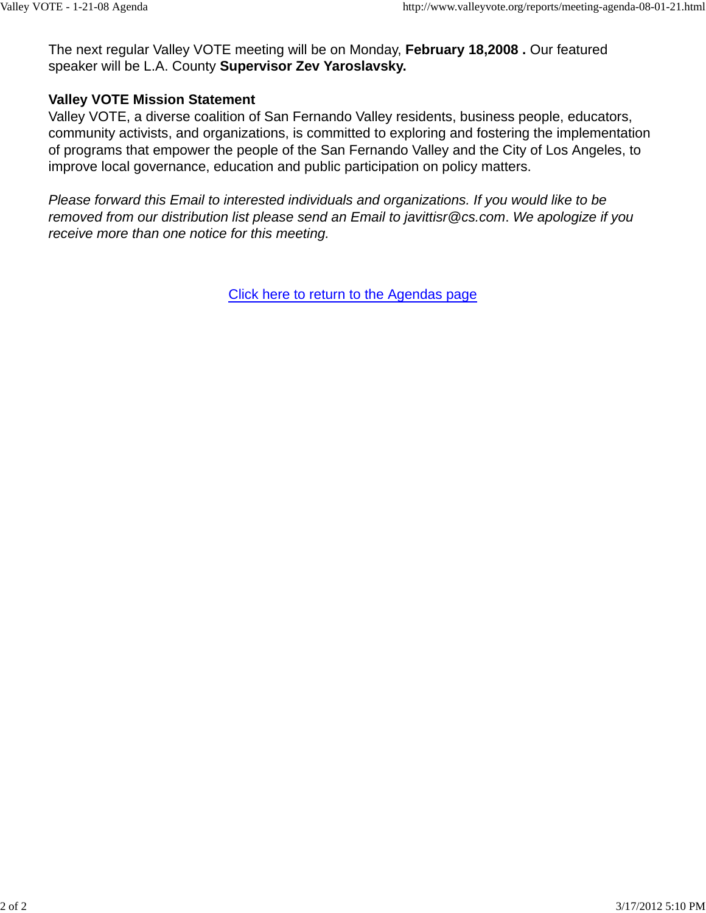The next regular Valley VOTE meeting will be on Monday, **February 18,2008 .** Our featured speaker will be L.A. County **Supervisor Zev Yaroslavsky.**

**Valley VOTE Mission Statement**
Valley VOTE, a diverse coalition of San Fernando Valley residents, business people, educators, community activists, and organizations, is committed to exploring and fostering the implementation of programs that empower the people of the San Fernando Valley and the City of Los Angeles, to improve local governance, education and public participation on policy matters.

*Please forward this Email to interested individuals and organizations. If you would like to be removed from our distribution list please send an Email to javittisr@cs.com. We apologize if you receive more than one notice for this meeting.*

Click here to return to the Agendas page